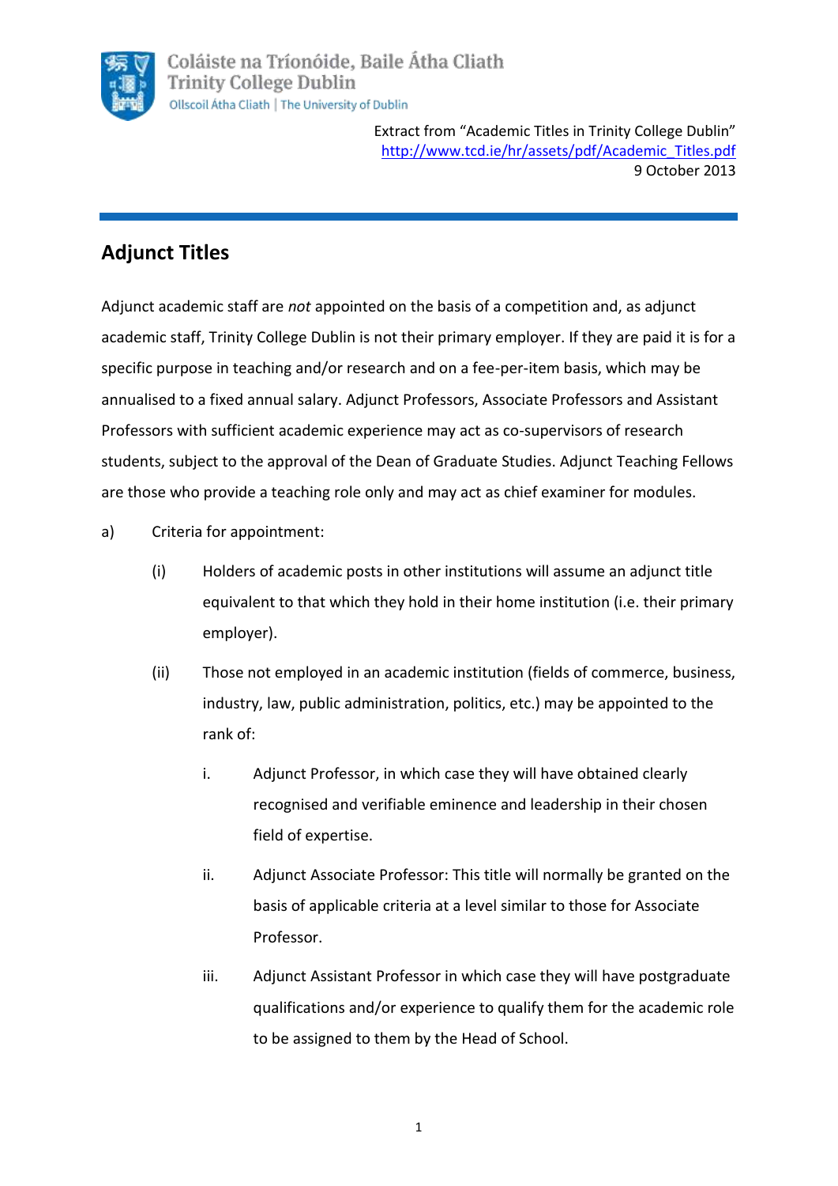Coláiste na Tríonóide, Baile Átha Cliath
Trinity College Dublin
Ollscoil Átha Cliath | The University of Dublin

Extract from "Academic Titles in Trinity College Dublin"
http://www.tcd.ie/hr/assets/pdf/Academic_Titles.pdf
9 October 2013

## Adjunct Titles

Adjunct academic staff are *not* appointed on the basis of a competition and, as adjunct academic staff, Trinity College Dublin is not their primary employer. If they are paid it is for a specific purpose in teaching and/or research and on a fee-per-item basis, which may be annualised to a fixed annual salary. Adjunct Professors, Associate Professors and Assistant Professors with sufficient academic experience may act as co-supervisors of research students, subject to the approval of the Dean of Graduate Studies. Adjunct Teaching Fellows are those who provide a teaching role only and may act as chief examiner for modules.

a) Criteria for appointment:

  (i) Holders of academic posts in other institutions will assume an adjunct title equivalent to that which they hold in their home institution (i.e. their primary employer).

  (ii) Those not employed in an academic institution (fields of commerce, business, industry, law, public administration, politics, etc.) may be appointed to the rank of:

    i. Adjunct Professor, in which case they will have obtained clearly recognised and verifiable eminence and leadership in their chosen field of expertise.

    ii. Adjunct Associate Professor: This title will normally be granted on the basis of applicable criteria at a level similar to those for Associate Professor.

    iii. Adjunct Assistant Professor in which case they will have postgraduate qualifications and/or experience to qualify them for the academic role to be assigned to them by the Head of School.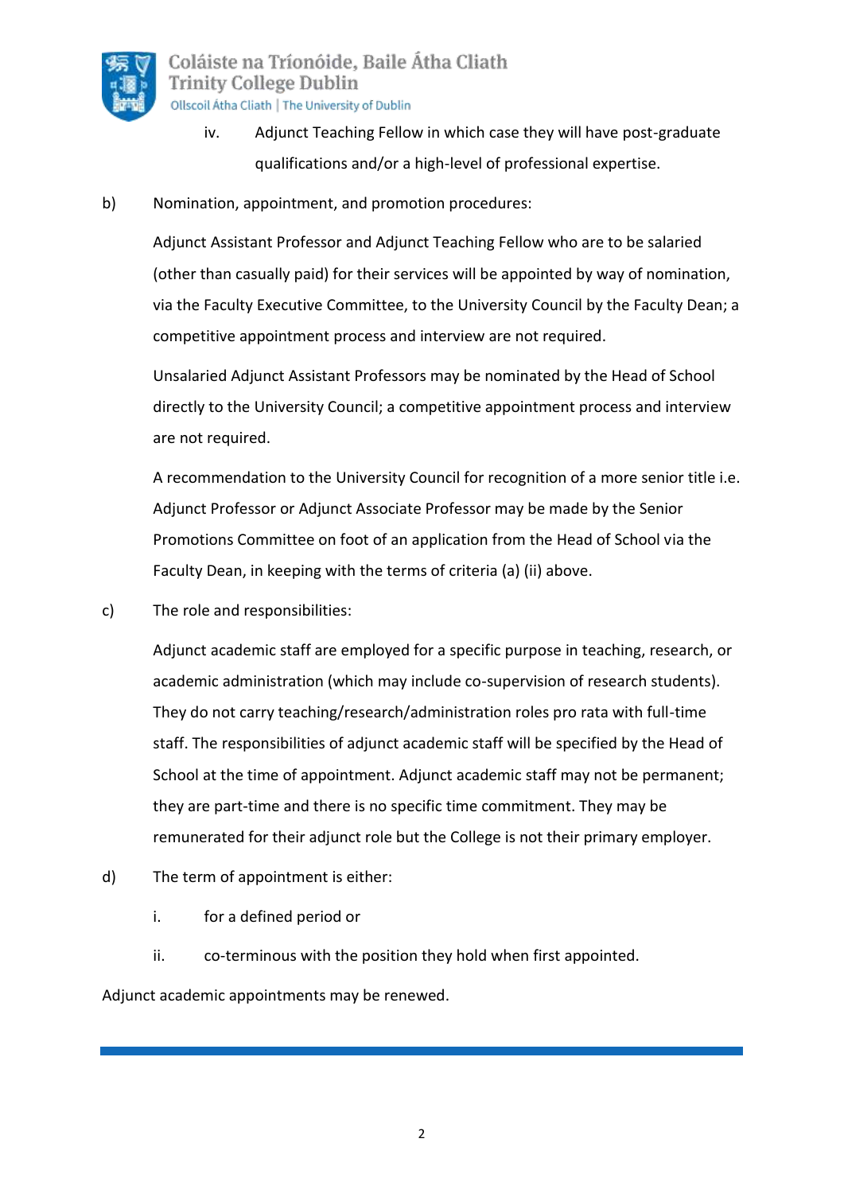iv. Adjunct Teaching Fellow in which case they will have post-graduate qualifications and/or a high-level of professional expertise.

b) Nomination, appointment, and promotion procedures:

Adjunct Assistant Professor and Adjunct Teaching Fellow who are to be salaried (other than casually paid) for their services will be appointed by way of nomination, via the Faculty Executive Committee, to the University Council by the Faculty Dean; a competitive appointment process and interview are not required.

Unsalaried Adjunct Assistant Professors may be nominated by the Head of School directly to the University Council; a competitive appointment process and interview are not required.

A recommendation to the University Council for recognition of a more senior title i.e. Adjunct Professor or Adjunct Associate Professor may be made by the Senior Promotions Committee on foot of an application from the Head of School via the Faculty Dean, in keeping with the terms of criteria (a) (ii) above.

c) The role and responsibilities:

Adjunct academic staff are employed for a specific purpose in teaching, research, or academic administration (which may include co-supervision of research students). They do not carry teaching/research/administration roles pro rata with full-time staff. The responsibilities of adjunct academic staff will be specified by the Head of School at the time of appointment. Adjunct academic staff may not be permanent; they are part-time and there is no specific time commitment. They may be remunerated for their adjunct role but the College is not their primary employer.

d) The term of appointment is either:

i. for a defined period or

ii. co-terminous with the position they hold when first appointed.

Adjunct academic appointments may be renewed.